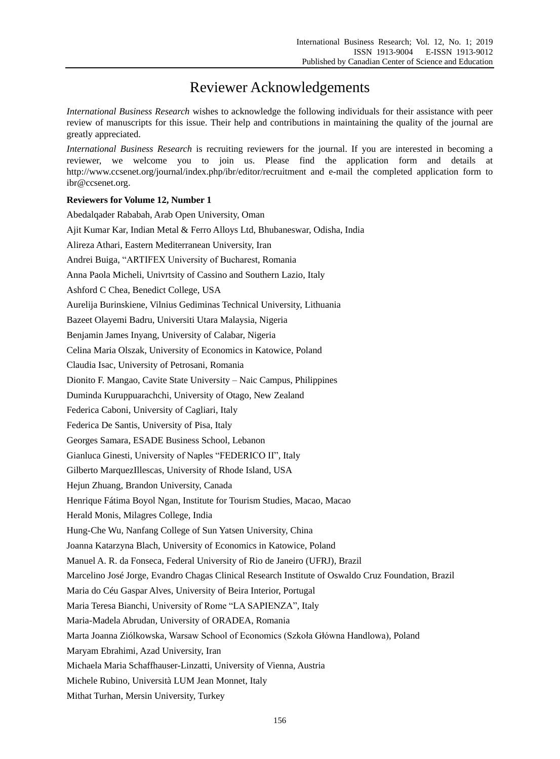# Reviewer Acknowledgements

*International Business Research* wishes to acknowledge the following individuals for their assistance with peer review of manuscripts for this issue. Their help and contributions in maintaining the quality of the journal are greatly appreciated.

*International Business Research* is recruiting reviewers for the journal. If you are interested in becoming a reviewer, we welcome you to join us. Please find the application form and details at http://www.ccsenet.org/journal/index.php/ibr/editor/recruitment and e-mail the completed application form to ibr@ccsenet.org.

**Reviewers for Volume 12, Number 1**

Abedalqader Rababah, Arab Open University, Oman

Ajit Kumar Kar, Indian Metal & Ferro Alloys Ltd, Bhubaneswar, Odisha, India

Alireza Athari, Eastern Mediterranean University, Iran

Andrei Buiga, "ARTIFEX University of Bucharest, Romania

Anna Paola Micheli, Univrtsity of Cassino and Southern Lazio, Italy

Ashford C Chea, Benedict College, USA

Aurelija Burinskiene, Vilnius Gediminas Technical University, Lithuania

Bazeet Olayemi Badru, Universiti Utara Malaysia, Nigeria

Benjamin James Inyang, University of Calabar, Nigeria

Celina Maria Olszak, University of Economics in Katowice, Poland

Claudia Isac, University of Petrosani, Romania

Dionito F. Mangao, Cavite State University – Naic Campus, Philippines

Duminda Kuruppuarachchi, University of Otago, New Zealand

Federica Caboni, University of Cagliari, Italy

Federica De Santis, University of Pisa, Italy

Georges Samara, ESADE Business School, Lebanon

Gianluca Ginesti, University of Naples "FEDERICO II", Italy

Gilberto MarquezIllescas, University of Rhode Island, USA

Hejun Zhuang, Brandon University, Canada

Henrique Fátima Boyol Ngan, Institute for Tourism Studies, Macao, Macao

Herald Monis, Milagres College, India

Hung-Che Wu, Nanfang College of Sun Yatsen University, China

Joanna Katarzyna Blach, University of Economics in Katowice, Poland

Manuel A. R. da Fonseca, Federal University of Rio de Janeiro (UFRJ), Brazil

Marcelino José Jorge, Evandro Chagas Clinical Research Institute of Oswaldo Cruz Foundation, Brazil

Maria do Céu Gaspar Alves, University of Beira Interior, Portugal

Maria Teresa Bianchi, University of Rome "LA SAPIENZA", Italy

Maria-Madela Abrudan, University of ORADEA, Romania

Marta Joanna Ziólkowska, Warsaw School of Economics (Szkoła Główna Handlowa), Poland

Maryam Ebrahimi, Azad University, Iran

Michaela Maria Schaffhauser-Linzatti, University of Vienna, Austria

Michele Rubino, Università LUM Jean Monnet, Italy

Mithat Turhan, Mersin University, Turkey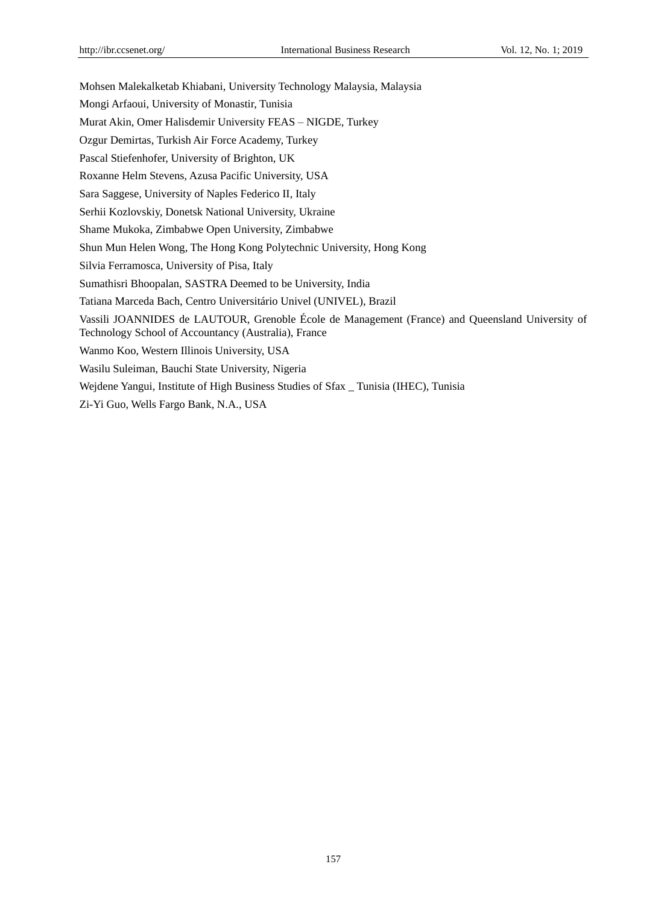Mohsen Malekalketab Khiabani, University Technology Malaysia, Malaysia

Mongi Arfaoui, University of Monastir, Tunisia

Murat Akin, Omer Halisdemir University FEAS – NIGDE, Turkey

Ozgur Demirtas, Turkish Air Force Academy, Turkey

Pascal Stiefenhofer, University of Brighton, UK

Roxanne Helm Stevens, Azusa Pacific University, USA

Sara Saggese, University of Naples Federico II, Italy

Serhii Kozlovskiy, Donetsk National University, Ukraine

Shame Mukoka, Zimbabwe Open University, Zimbabwe

Shun Mun Helen Wong, The Hong Kong Polytechnic University, Hong Kong

Silvia Ferramosca, University of Pisa, Italy

Sumathisri Bhoopalan, SASTRA Deemed to be University, India

Tatiana Marceda Bach, Centro Universitário Univel (UNIVEL), Brazil

Vassili JOANNIDES de LAUTOUR, Grenoble École de Management (France) and Queensland University of Technology School of Accountancy (Australia), France

Wanmo Koo, Western Illinois University, USA

Wasilu Suleiman, Bauchi State University, Nigeria

Wejdene Yangui, Institute of High Business Studies of Sfax _ Tunisia (IHEC), Tunisia

Zi-Yi Guo, Wells Fargo Bank, N.A., USA